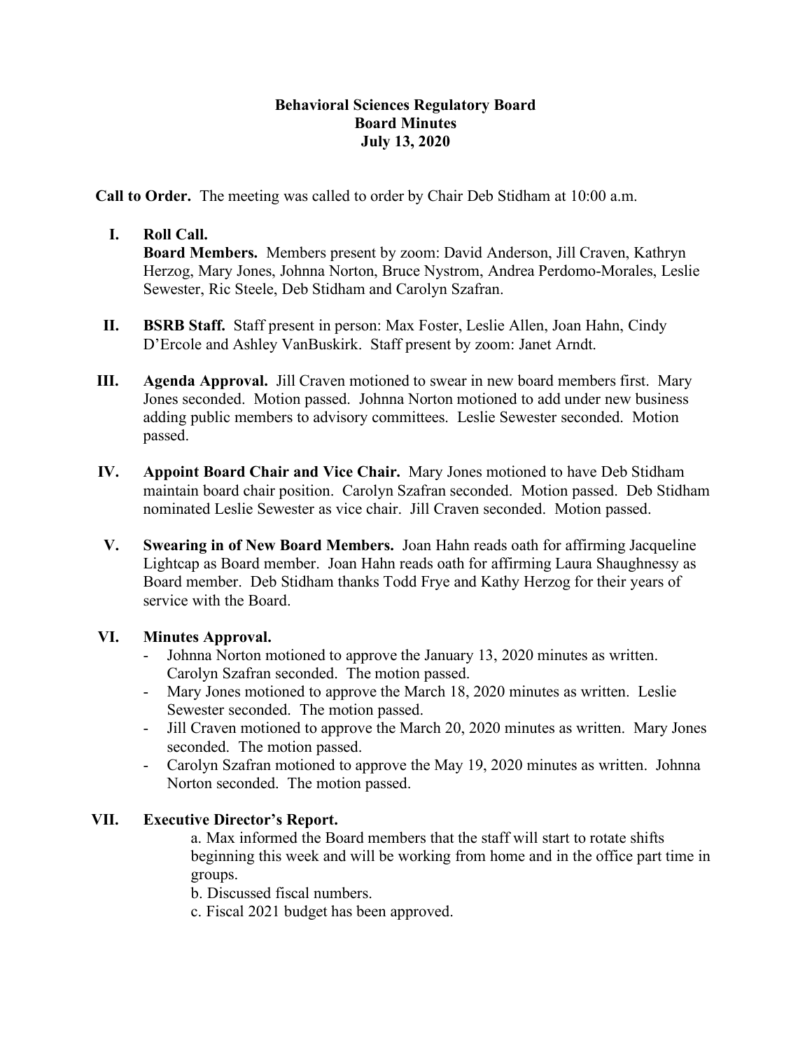**Behavioral Sciences Regulatory Board**
**Board Minutes**
**July 13, 2020**

**Call to Order.** The meeting was called to order by Chair Deb Stidham at 10:00 a.m.

I. **Roll Call.**
**Board Members.** Members present by zoom: David Anderson, Jill Craven, Kathryn Herzog, Mary Jones, Johnna Norton, Bruce Nystrom, Andrea Perdomo-Morales, Leslie Sewester, Ric Steele, Deb Stidham and Carolyn Szafran.

II. **BSRB Staff.** Staff present in person: Max Foster, Leslie Allen, Joan Hahn, Cindy D'Ercole and Ashley VanBuskirk. Staff present by zoom: Janet Arndt.

III. **Agenda Approval.** Jill Craven motioned to swear in new board members first. Mary Jones seconded. Motion passed. Johnna Norton motioned to add under new business adding public members to advisory committees. Leslie Sewester seconded. Motion passed.

IV. **Appoint Board Chair and Vice Chair.** Mary Jones motioned to have Deb Stidham maintain board chair position. Carolyn Szafran seconded. Motion passed. Deb Stidham nominated Leslie Sewester as vice chair. Jill Craven seconded. Motion passed.

V. **Swearing in of New Board Members.** Joan Hahn reads oath for affirming Jacqueline Lightcap as Board member. Joan Hahn reads oath for affirming Laura Shaughnessy as Board member. Deb Stidham thanks Todd Frye and Kathy Herzog for their years of service with the Board.

VI. **Minutes Approval.**
- Johnna Norton motioned to approve the January 13, 2020 minutes as written. Carolyn Szafran seconded. The motion passed.
- Mary Jones motioned to approve the March 18, 2020 minutes as written. Leslie Sewester seconded. The motion passed.
- Jill Craven motioned to approve the March 20, 2020 minutes as written. Mary Jones seconded. The motion passed.
- Carolyn Szafran motioned to approve the May 19, 2020 minutes as written. Johnna Norton seconded. The motion passed.

VII. **Executive Director's Report.**
a. Max informed the Board members that the staff will start to rotate shifts beginning this week and will be working from home and in the office part time in groups.
b. Discussed fiscal numbers.
c. Fiscal 2021 budget has been approved.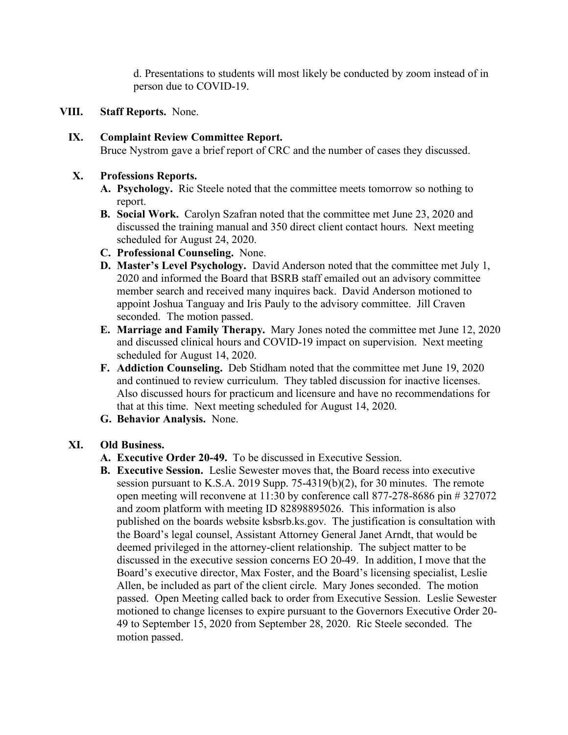d. Presentations to students will most likely be conducted by zoom instead of in person due to COVID-19.

**VIII. Staff Reports.** None.

**IX. Complaint Review Committee Report.**
Bruce Nystrom gave a brief report of CRC and the number of cases they discussed.

**X. Professions Reports.**

- **A. Psychology.** Ric Steele noted that the committee meets tomorrow so nothing to report.
- **B. Social Work.** Carolyn Szafran noted that the committee met June 23, 2020 and discussed the training manual and 350 direct client contact hours. Next meeting scheduled for August 24, 2020.
- **C. Professional Counseling.** None.
- **D. Master's Level Psychology.** David Anderson noted that the committee met July 1, 2020 and informed the Board that BSRB staff emailed out an advisory committee member search and received many inquires back. David Anderson motioned to appoint Joshua Tanguay and Iris Pauly to the advisory committee. Jill Craven seconded. The motion passed.
- **E. Marriage and Family Therapy.** Mary Jones noted the committee met June 12, 2020 and discussed clinical hours and COVID-19 impact on supervision. Next meeting scheduled for August 14, 2020.
- **F. Addiction Counseling.** Deb Stidham noted that the committee met June 19, 2020 and continued to review curriculum. They tabled discussion for inactive licenses. Also discussed hours for practicum and licensure and have no recommendations for that at this time. Next meeting scheduled for August 14, 2020.
- **G. Behavior Analysis.** None.

**XI. Old Business.**

- **A. Executive Order 20-49.** To be discussed in Executive Session.
- **B. Executive Session.** Leslie Sewester moves that, the Board recess into executive session pursuant to K.S.A. 2019 Supp. 75-4319(b)(2), for 30 minutes. The remote open meeting will reconvene at 11:30 by conference call 877-278-8686 pin # 327072 and zoom platform with meeting ID 82898895026. This information is also published on the boards website ksbsrb.ks.gov. The justification is consultation with the Board's legal counsel, Assistant Attorney General Janet Arndt, that would be deemed privileged in the attorney-client relationship. The subject matter to be discussed in the executive session concerns EO 20-49. In addition, I move that the Board's executive director, Max Foster, and the Board's licensing specialist, Leslie Allen, be included as part of the client circle. Mary Jones seconded. The motion passed. Open Meeting called back to order from Executive Session. Leslie Sewester motioned to change licenses to expire pursuant to the Governors Executive Order 20-49 to September 15, 2020 from September 28, 2020. Ric Steele seconded. The motion passed.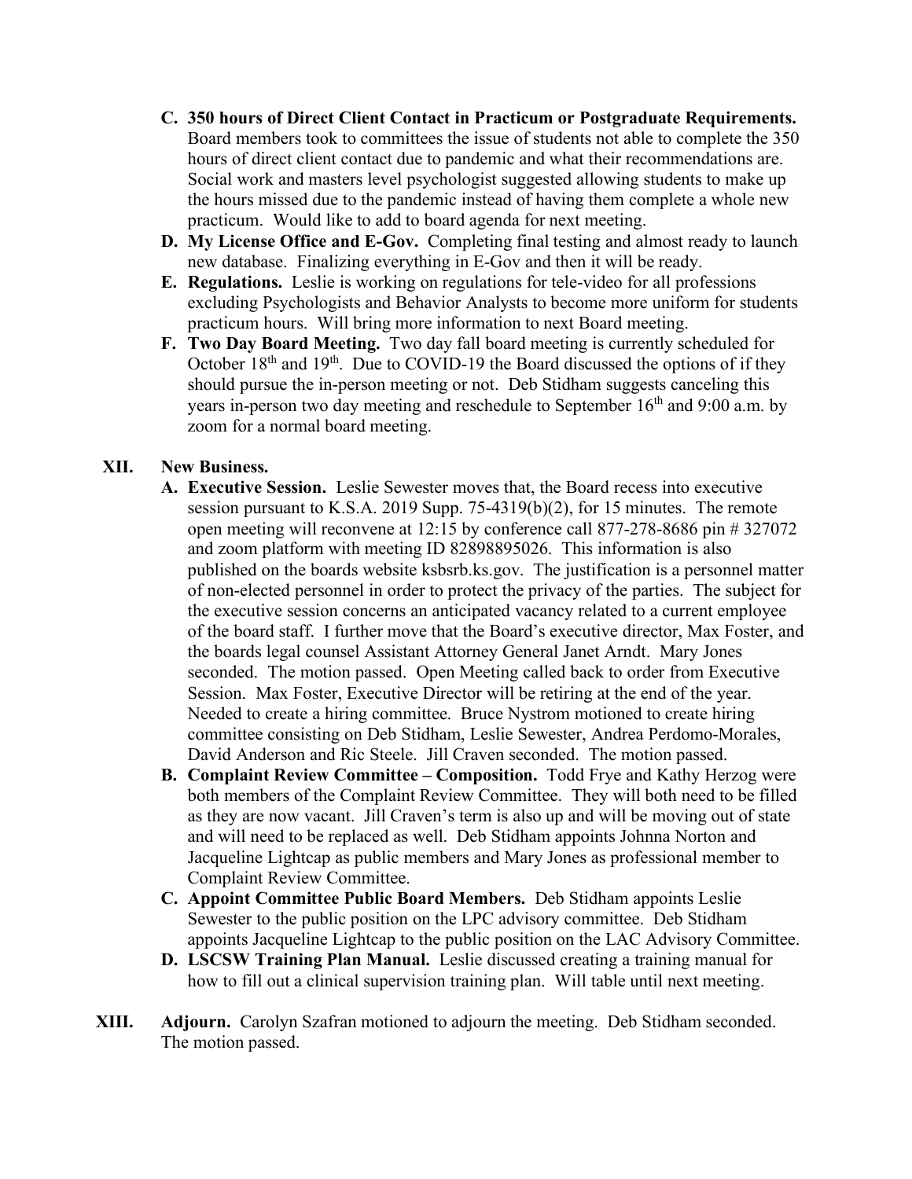C. **350 hours of Direct Client Contact in Practicum or Postgraduate Requirements.** Board members took to committees the issue of students not able to complete the 350 hours of direct client contact due to pandemic and what their recommendations are. Social work and masters level psychologist suggested allowing students to make up the hours missed due to the pandemic instead of having them complete a whole new practicum. Would like to add to board agenda for next meeting.

D. **My License Office and E-Gov.** Completing final testing and almost ready to launch new database. Finalizing everything in E-Gov and then it will be ready.

E. **Regulations.** Leslie is working on regulations for tele-video for all professions excluding Psychologists and Behavior Analysts to become more uniform for students practicum hours. Will bring more information to next Board meeting.

F. **Two Day Board Meeting.** Two day fall board meeting is currently scheduled for October 18th and 19th. Due to COVID-19 the Board discussed the options of if they should pursue the in-person meeting or not. Deb Stidham suggests canceling this years in-person two day meeting and reschedule to September 16th and 9:00 a.m. by zoom for a normal board meeting.

**XII. New Business.**

A. **Executive Session.** Leslie Sewester moves that, the Board recess into executive session pursuant to K.S.A. 2019 Supp. 75-4319(b)(2), for 15 minutes. The remote open meeting will reconvene at 12:15 by conference call 877-278-8686 pin # 327072 and zoom platform with meeting ID 82898895026. This information is also published on the boards website ksbsrb.ks.gov. The justification is a personnel matter of non-elected personnel in order to protect the privacy of the parties. The subject for the executive session concerns an anticipated vacancy related to a current employee of the board staff. I further move that the Board's executive director, Max Foster, and the boards legal counsel Assistant Attorney General Janet Arndt. Mary Jones seconded. The motion passed. Open Meeting called back to order from Executive Session. Max Foster, Executive Director will be retiring at the end of the year. Needed to create a hiring committee. Bruce Nystrom motioned to create hiring committee consisting on Deb Stidham, Leslie Sewester, Andrea Perdomo-Morales, David Anderson and Ric Steele. Jill Craven seconded. The motion passed.

B. **Complaint Review Committee – Composition.** Todd Frye and Kathy Herzog were both members of the Complaint Review Committee. They will both need to be filled as they are now vacant. Jill Craven's term is also up and will be moving out of state and will need to be replaced as well. Deb Stidham appoints Johnna Norton and Jacqueline Lightcap as public members and Mary Jones as professional member to Complaint Review Committee.

C. **Appoint Committee Public Board Members.** Deb Stidham appoints Leslie Sewester to the public position on the LPC advisory committee. Deb Stidham appoints Jacqueline Lightcap to the public position on the LAC Advisory Committee.

D. **LSCSW Training Plan Manual.** Leslie discussed creating a training manual for how to fill out a clinical supervision training plan. Will table until next meeting.

**XIII. Adjourn.** Carolyn Szafran motioned to adjourn the meeting. Deb Stidham seconded. The motion passed.